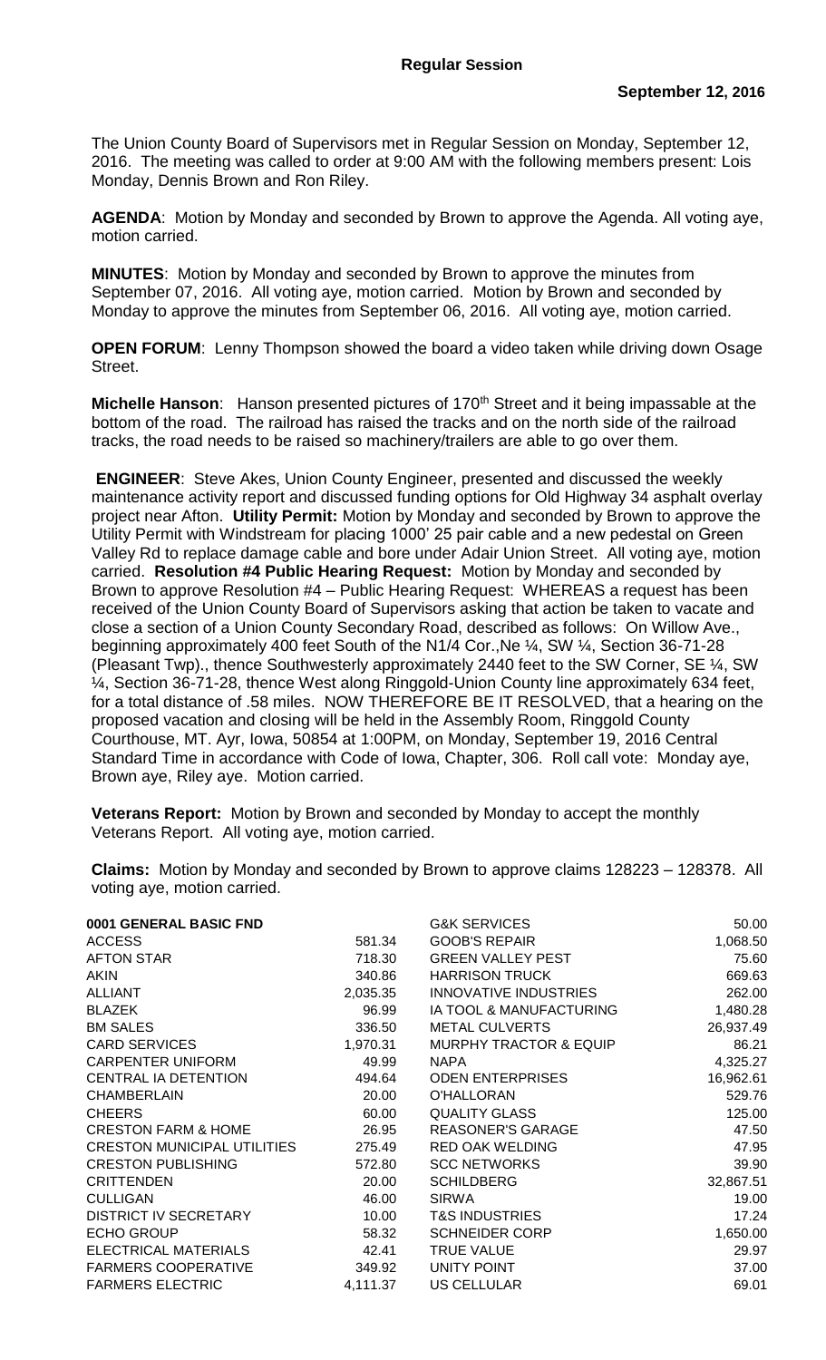**Regular Session**

**September 12, 2016**

The Union County Board of Supervisors met in Regular Session on Monday, September 12, 2016. The meeting was called to order at 9:00 AM with the following members present: Lois Monday, Dennis Brown and Ron Riley.

**AGENDA**: Motion by Monday and seconded by Brown to approve the Agenda. All voting aye, motion carried.

**MINUTES**: Motion by Monday and seconded by Brown to approve the minutes from September 07, 2016. All voting aye, motion carried. Motion by Brown and seconded by Monday to approve the minutes from September 06, 2016. All voting aye, motion carried.

**OPEN FORUM**: Lenny Thompson showed the board a video taken while driving down Osage Street.

**Michelle Hanson**: Hanson presented pictures of 170th Street and it being impassable at the bottom of the road. The railroad has raised the tracks and on the north side of the railroad tracks, the road needs to be raised so machinery/trailers are able to go over them.

**ENGINEER**: Steve Akes, Union County Engineer, presented and discussed the weekly maintenance activity report and discussed funding options for Old Highway 34 asphalt overlay project near Afton. **Utility Permit:** Motion by Monday and seconded by Brown to approve the Utility Permit with Windstream for placing 1000' 25 pair cable and a new pedestal on Green Valley Rd to replace damage cable and bore under Adair Union Street. All voting aye, motion carried. **Resolution #4 Public Hearing Request:** Motion by Monday and seconded by Brown to approve Resolution #4 – Public Hearing Request: WHEREAS a request has been received of the Union County Board of Supervisors asking that action be taken to vacate and close a section of a Union County Secondary Road, described as follows: On Willow Ave., beginning approximately 400 feet South of the N1/4 Cor.,Ne ¼, SW ¼, Section 36-71-28 (Pleasant Twp)., thence Southwesterly approximately 2440 feet to the SW Corner, SE ¼, SW ¼, Section 36-71-28, thence West along Ringgold-Union County line approximately 634 feet, for a total distance of .58 miles. NOW THEREFORE BE IT RESOLVED, that a hearing on the proposed vacation and closing will be held in the Assembly Room, Ringgold County Courthouse, MT. Ayr, Iowa, 50854 at 1:00PM, on Monday, September 19, 2016 Central Standard Time in accordance with Code of Iowa, Chapter, 306. Roll call vote: Monday aye, Brown aye, Riley aye. Motion carried.

**Veterans Report:** Motion by Brown and seconded by Monday to accept the monthly Veterans Report. All voting aye, motion carried.

**Claims:** Motion by Monday and seconded by Brown to approve claims 128223 – 128378. All voting aye, motion carried.

| **0001 GENERAL BASIC FND** | |
|---|---|
| ACCESS | 581.34 |
| AFTON STAR | 718.30 |
| AKIN | 340.86 |
| ALLIANT | 2,035.35 |
| BLAZEK | 96.99 |
| BM SALES | 336.50 |
| CARD SERVICES | 1,970.31 |
| CARPENTER UNIFORM | 49.99 |
| CENTRAL IA DETENTION | 494.64 |
| CHAMBERLAIN | 20.00 |
| CHEERS | 60.00 |
| CRESTON FARM & HOME | 26.95 |
| CRESTON MUNICIPAL UTILITIES | 275.49 |
| CRESTON PUBLISHING | 572.80 |
| CRITTENDEN | 20.00 |
| CULLIGAN | 46.00 |
| DISTRICT IV SECRETARY | 10.00 |
| ECHO GROUP | 58.32 |
| ELECTRICAL MATERIALS | 42.41 |
| FARMERS COOPERATIVE | 349.92 |
| FARMERS ELECTRIC | 4,111.37 |
| G&K SERVICES | 50.00 |
| GOOB'S REPAIR | 1,068.50 |
| GREEN VALLEY PEST | 75.60 |
| HARRISON TRUCK | 669.63 |
| INNOVATIVE INDUSTRIES | 262.00 |
| IA TOOL & MANUFACTURING | 1,480.28 |
| METAL CULVERTS | 26,937.49 |
| MURPHY TRACTOR & EQUIP | 86.21 |
| NAPA | 4,325.27 |
| ODEN ENTERPRISES | 16,962.61 |
| O'HALLORAN | 529.76 |
| QUALITY GLASS | 125.00 |
| REASONER'S GARAGE | 47.50 |
| RED OAK WELDING | 47.95 |
| SCC NETWORKS | 39.90 |
| SCHILDBERG | 32,867.51 |
| SIRWA | 19.00 |
| T&S INDUSTRIES | 17.24 |
| SCHNEIDER CORP | 1,650.00 |
| TRUE VALUE | 29.97 |
| UNITY POINT | 37.00 |
| US CELLULAR | 69.01 |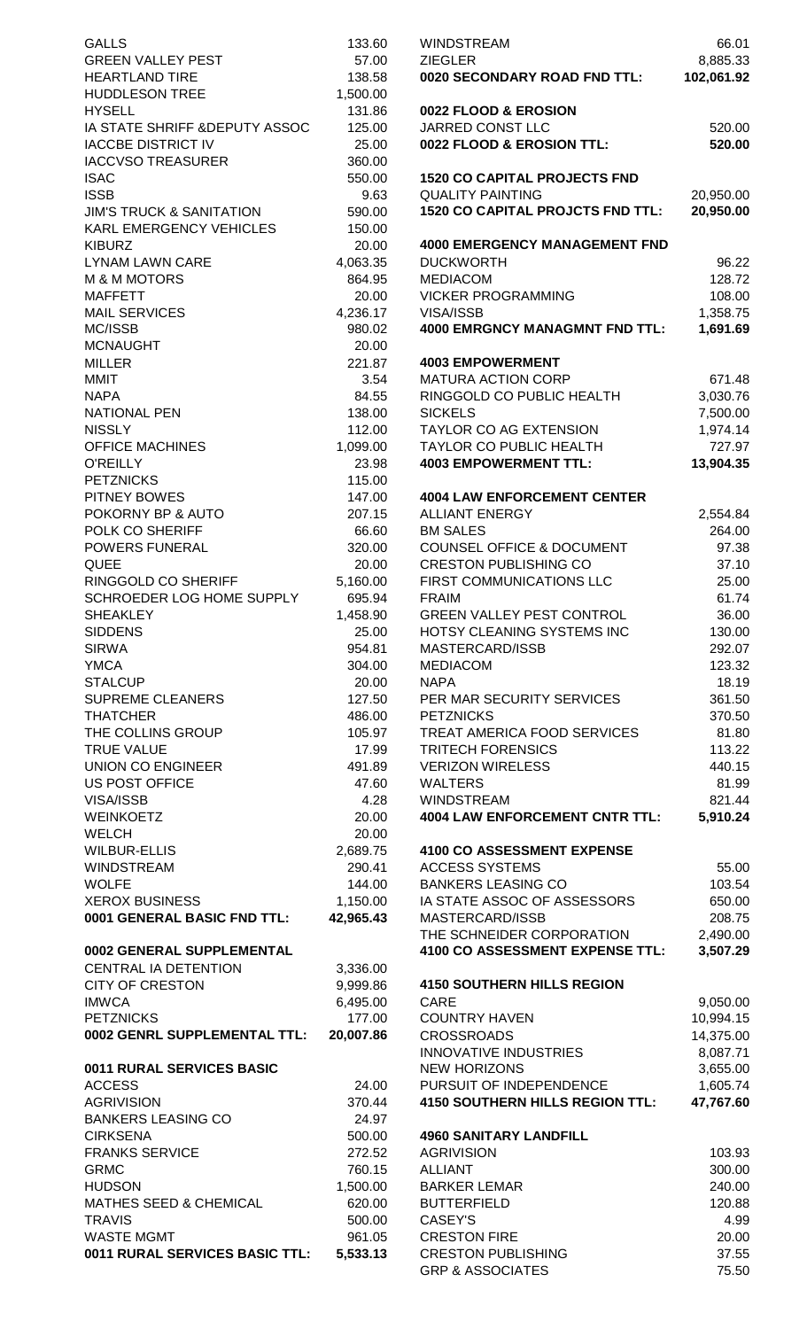| | |
|---|---|
| GALLS | 133.60 |
| GREEN VALLEY PEST | 57.00 |
| HEARTLAND TIRE | 138.58 |
| HUDDLESON TREE | 1,500.00 |
| HYSELL | 131.86 |
| IA STATE SHRIFF &DEPUTY ASSOC | 125.00 |
| IACCBE DISTRICT IV | 25.00 |
| IACCVSO TREASURER | 360.00 |
| ISAC | 550.00 |
| ISSB | 9.63 |
| JIM'S TRUCK & SANITATION | 590.00 |
| KARL EMERGENCY VEHICLES | 150.00 |
| KIBURZ | 20.00 |
| LYNAM LAWN CARE | 4,063.35 |
| M & M MOTORS | 864.95 |
| MAFFETT | 20.00 |
| MAIL SERVICES | 4,236.17 |
| MC/ISSB | 980.02 |
| MCNAUGHT | 20.00 |
| MILLER | 221.87 |
| MMIT | 3.54 |
| NAPA | 84.55 |
| NATIONAL PEN | 138.00 |
| NISSLY | 112.00 |
| OFFICE MACHINES | 1,099.00 |
| O'REILLY | 23.98 |
| PETZNICKS | 115.00 |
| PITNEY BOWES | 147.00 |
| POKORNY BP & AUTO | 207.15 |
| POLK CO SHERIFF | 66.60 |
| POWERS FUNERAL | 320.00 |
| QUEE | 20.00 |
| RINGGOLD CO SHERIFF | 5,160.00 |
| SCHROEDER LOG HOME SUPPLY | 695.94 |
| SHEAKLEY | 1,458.90 |
| SIDDENS | 25.00 |
| SIRWA | 954.81 |
| YMCA | 304.00 |
| STALCUP | 20.00 |
| SUPREME CLEANERS | 127.50 |
| THATCHER | 486.00 |
| THE COLLINS GROUP | 105.97 |
| TRUE VALUE | 17.99 |
| UNION CO ENGINEER | 491.89 |
| US POST OFFICE | 47.60 |
| VISA/ISSB | 4.28 |
| WEINKOETZ | 20.00 |
| WELCH | 20.00 |
| WILBUR-ELLIS | 2,689.75 |
| WINDSTREAM | 290.41 |
| WOLFE | 144.00 |
| XEROX BUSINESS | 1,150.00 |
| **0001 GENERAL BASIC FND TTL:** | **42,965.43** |

**0002 GENERAL SUPPLEMENTAL**

| | |
|---|---|
| CENTRAL IA DETENTION | 3,336.00 |
| CITY OF CRESTON | 9,999.86 |
| IMWCA | 6,495.00 |
| PETZNICKS | 177.00 |
| **0002 GENRL SUPPLEMENTAL TTL:** | **20,007.86** |

**0011 RURAL SERVICES BASIC**

| | |
|---|---|
| ACCESS | 24.00 |
| AGRIVISION | 370.44 |
| BANKERS LEASING CO | 24.97 |
| CIRKSENA | 500.00 |
| FRANKS SERVICE | 272.52 |
| GRMC | 760.15 |
| HUDSON | 1,500.00 |
| MATHES SEED & CHEMICAL | 620.00 |
| TRAVIS | 500.00 |
| WASTE MGMT | 961.05 |
| **0011 RURAL SERVICES BASIC TTL:** | **5,533.13** |

| | |
|---|---|
| WINDSTREAM | 66.01 |
| ZIEGLER | 8,885.33 |
| **0020 SECONDARY ROAD FND TTL:** | **102,061.92** |

**0022 FLOOD & EROSION**

| | |
|---|---|
| JARRED CONST LLC | 520.00 |
| **0022 FLOOD & EROSION TTL:** | **520.00** |

**1520 CO CAPITAL PROJECTS FND**

| | |
|---|---|
| QUALITY PAINTING | 20,950.00 |
| **1520 CO CAPITAL PROJCTS FND TTL:** | **20,950.00** |

**4000 EMERGENCY MANAGEMENT FND**

| | |
|---|---|
| DUCKWORTH | 96.22 |
| MEDIACOM | 128.72 |
| VICKER PROGRAMMING | 108.00 |
| VISA/ISSB | 1,358.75 |
| **4000 EMRGNCY MANAGMNT FND TTL:** | **1,691.69** |

**4003 EMPOWERMENT**

| | |
|---|---|
| MATURA ACTION CORP | 671.48 |
| RINGGOLD CO PUBLIC HEALTH | 3,030.76 |
| SICKELS | 7,500.00 |
| TAYLOR CO AG EXTENSION | 1,974.14 |
| TAYLOR CO PUBLIC HEALTH | 727.97 |
| **4003 EMPOWERMENT TTL:** | **13,904.35** |

**4004 LAW ENFORCEMENT CENTER**

| | |
|---|---|
| ALLIANT ENERGY | 2,554.84 |
| BM SALES | 264.00 |
| COUNSEL OFFICE & DOCUMENT | 97.38 |
| CRESTON PUBLISHING CO | 37.10 |
| FIRST COMMUNICATIONS LLC | 25.00 |
| FRAIM | 61.74 |
| GREEN VALLEY PEST CONTROL | 36.00 |
| HOTSY CLEANING SYSTEMS INC | 130.00 |
| MASTERCARD/ISSB | 292.07 |
| MEDIACOM | 123.32 |
| NAPA | 18.19 |
| PER MAR SECURITY SERVICES | 361.50 |
| PETZNICKS | 370.50 |
| TREAT AMERICA FOOD SERVICES | 81.80 |
| TRITECH FORENSICS | 113.22 |
| VERIZON WIRELESS | 440.15 |
| WALTERS | 81.99 |
| WINDSTREAM | 821.44 |
| **4004 LAW ENFORCEMENT CNTR TTL:** | **5,910.24** |

**4100 CO ASSESSMENT EXPENSE**

| | |
|---|---|
| ACCESS SYSTEMS | 55.00 |
| BANKERS LEASING CO | 103.54 |
| IA STATE ASSOC OF ASSESSORS | 650.00 |
| MASTERCARD/ISSB | 208.75 |
| THE SCHNEIDER CORPORATION | 2,490.00 |
| **4100 CO ASSESSMENT EXPENSE TTL:** | **3,507.29** |

**4150 SOUTHERN HILLS REGION**

| | |
|---|---|
| CARE | 9,050.00 |
| COUNTRY HAVEN | 10,994.15 |
| CROSSROADS | 14,375.00 |
| INNOVATIVE INDUSTRIES | 8,087.71 |
| NEW HORIZONS | 3,655.00 |
| PURSUIT OF INDEPENDENCE | 1,605.74 |
| **4150 SOUTHERN HILLS REGION TTL:** | **47,767.60** |

**4960 SANITARY LANDFILL**

| | |
|---|---|
| AGRIVISION | 103.93 |
| ALLIANT | 300.00 |
| BARKER LEMAR | 240.00 |
| BUTTERFIELD | 120.88 |
| CASEY'S | 4.99 |
| CRESTON FIRE | 20.00 |
| CRESTON PUBLISHING | 37.55 |
| GRP & ASSOCIATES | 75.50 |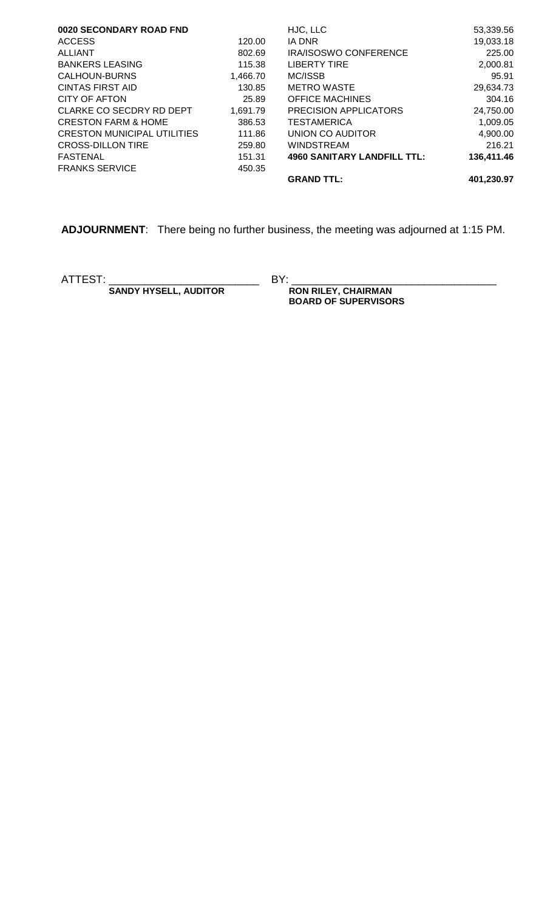| | |
|---|---|
| **0020 SECONDARY ROAD FND** | |
| ACCESS | 120.00 |
| ALLIANT | 802.69 |
| BANKERS LEASING | 115.38 |
| CALHOUN-BURNS | 1,466.70 |
| CINTAS FIRST AID | 130.85 |
| CITY OF AFTON | 25.89 |
| CLARKE CO SECDRY RD DEPT | 1,691.79 |
| CRESTON FARM & HOME | 386.53 |
| CRESTON MUNICIPAL UTILITIES | 111.86 |
| CROSS-DILLON TIRE | 259.80 |
| FASTENAL | 151.31 |
| FRANKS SERVICE | 450.35 |
| HJC, LLC | 53,339.56 |
| IA DNR | 19,033.18 |
| IRA/ISOSWO CONFERENCE | 225.00 |
| LIBERTY TIRE | 2,000.81 |
| MC/ISSB | 95.91 |
| METRO WASTE | 29,634.73 |
| OFFICE MACHINES | 304.16 |
| PRECISION APPLICATORS | 24,750.00 |
| TESTAMERICA | 1,009.05 |
| UNION CO AUDITOR | 4,900.00 |
| WINDSTREAM | 216.21 |
| **4960 SANITARY LANDFILL TTL:** | **136,411.46** |
| **GRAND TTL:** | **401,230.97** |

**ADJOURNMENT**: There being no further business, the meeting was adjourned at 1:15 PM.

ATTEST: ________________________ BY: ________________________________

**SANDY HYSELL, AUDITOR** **RON RILEY, CHAIRMAN**
**BOARD OF SUPERVISORS**